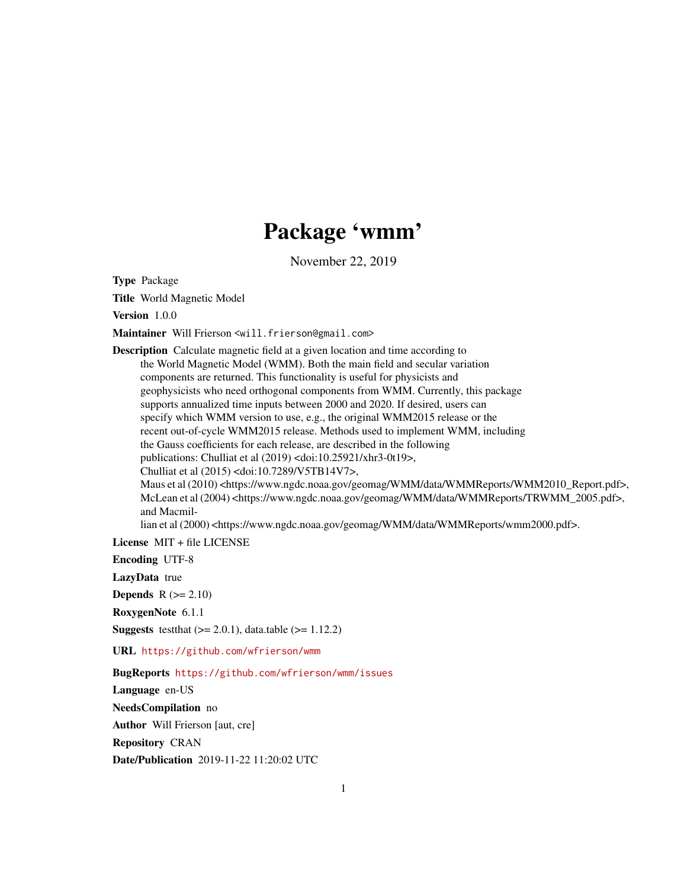# Package 'wmm'

November 22, 2019

**Type** Package

**Title** World Magnetic Model

**Version** 1.0.0

**Maintainer** Will Frierson <will.frierson@gmail.com>

**Description** Calculate magnetic field at a given location and time according to the World Magnetic Model (WMM). Both the main field and secular variation components are returned. This functionality is useful for physicists and geophysicists who need orthogonal components from WMM. Currently, this package supports annualized time inputs between 2000 and 2020. If desired, users can specify which WMM version to use, e.g., the original WMM2015 release or the recent out-of-cycle WMM2015 release. Methods used to implement WMM, including the Gauss coefficients for each release, are described in the following publications: Chulliat et al (2019) <doi:10.25921/xhr3-0t19>, Chulliat et al (2015) <doi:10.7289/V5TB14V7>, Maus et al (2010) <https://www.ngdc.noaa.gov/geomag/WMM/data/WMMReports/WMM2010_Report.pdf>, McLean et al (2004) <https://www.ngdc.noaa.gov/geomag/WMM/data/WMMReports/TRWMM_2005.pdf>, and Macmillian et al (2000) <https://www.ngdc.noaa.gov/geomag/WMM/data/WMMReports/wmm2000.pdf>.

**License** MIT + file LICENSE

**Encoding** UTF-8

**LazyData** true

**Depends** R (>= 2.10)

**RoxygenNote** 6.1.1

**Suggests** testthat (>= 2.0.1), data.table (>= 1.12.2)

**URL** https://github.com/wfrierson/wmm

**BugReports** https://github.com/wfrierson/wmm/issues

**Language** en-US

**NeedsCompilation** no

**Author** Will Frierson [aut, cre]

**Repository** CRAN

**Date/Publication** 2019-11-22 11:20:02 UTC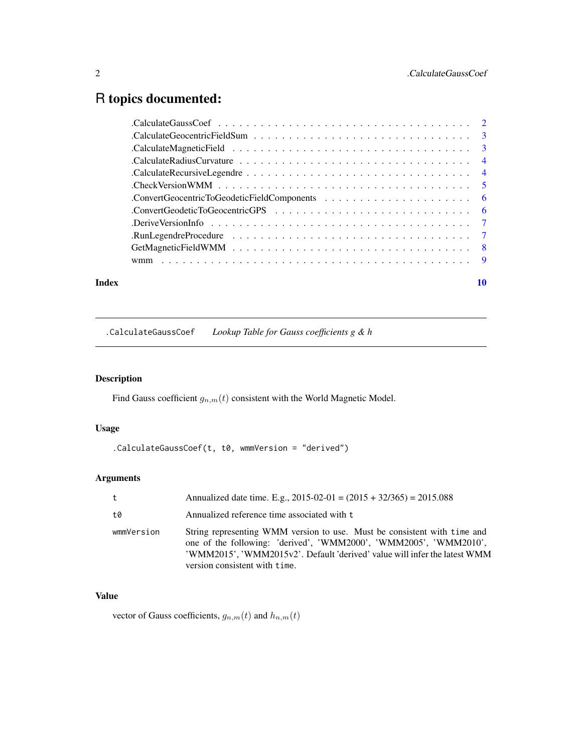# R topics documented:

| | |
|---|---|
| .CalculateGaussCoef | 2 |
| .CalculateGeocentricFieldSum | 3 |
| .CalculateMagneticField | 3 |
| .CalculateRadiusCurvature | 4 |
| .CalculateRecursiveLegendre | 4 |
| .CheckVersionWMM | 5 |
| .ConvertGeocentricToGeodeticFieldComponents | 6 |
| .ConvertGeodeticToGeocentricGPS | 6 |
| .DeriveVersionInfo | 7 |
| .RunLegendreProcedure | 7 |
| GetMagneticFieldWMM | 8 |
| wmm | 9 |

**Index** 10

---

## .CalculateGaussCoef — *Lookup Table for Gauss coefficients g & h*

### Description

Find Gauss coefficient $g_{n,m}(t)$ consistent with the World Magnetic Model.

### Usage

```
.CalculateGaussCoef(t, t0, wmmVersion = "derived")
```

### Arguments

| | |
|---|---|
| `t` | Annualized date time. E.g., 2015-02-01 = (2015 + 32/365) = 2015.088 |
| `t0` | Annualized reference time associated with `t` |
| `wmmVersion` | String representing WMM version to use. Must be consistent with `time` and one of the following: 'derived', 'WMM2000', 'WMM2005', 'WMM2010', 'WMM2015', 'WMM2015v2'. Default 'derived' value will infer the latest WMM version consistent with `time`. |

### Value

vector of Gauss coefficients, $g_{n,m}(t)$ and $h_{n,m}(t)$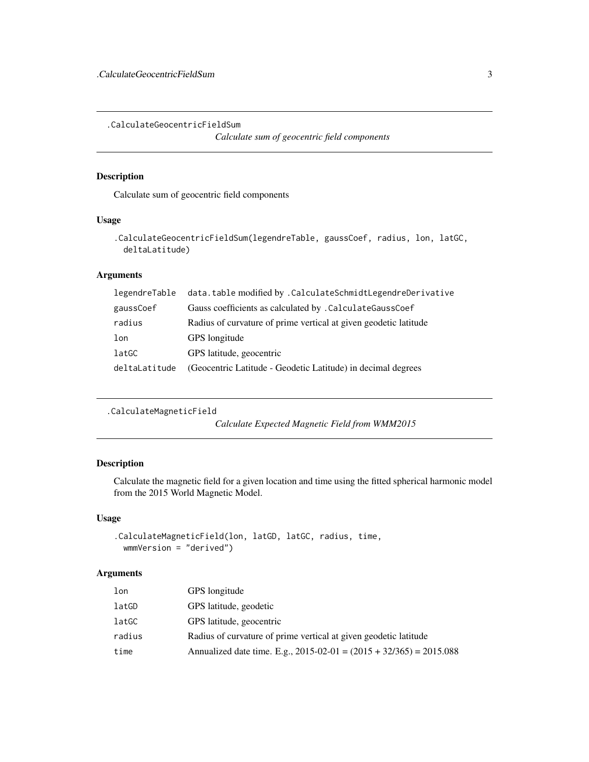## .CalculateGeocentricFieldSum

*Calculate sum of geocentric field components*

### Description

Calculate sum of geocentric field components

### Usage

```
.CalculateGeocentricFieldSum(legendreTable, gaussCoef, radius, lon, latGC,
  deltaLatitude)
```

### Arguments

| | |
|---|---|
| legendreTable | data.table modified by .CalculateSchmidtLegendreDerivative |
| gaussCoef | Gauss coefficients as calculated by .CalculateGaussCoef |
| radius | Radius of curvature of prime vertical at given geodetic latitude |
| lon | GPS longitude |
| latGC | GPS latitude, geocentric |
| deltaLatitude | (Geocentric Latitude - Geodetic Latitude) in decimal degrees |

## .CalculateMagneticField

*Calculate Expected Magnetic Field from WMM2015*

### Description

Calculate the magnetic field for a given location and time using the fitted spherical harmonic model from the 2015 World Magnetic Model.

### Usage

```
.CalculateMagneticField(lon, latGD, latGC, radius, time,
  wmmVersion = "derived")
```

### Arguments

| | |
|---|---|
| lon | GPS longitude |
| latGD | GPS latitude, geodetic |
| latGC | GPS latitude, geocentric |
| radius | Radius of curvature of prime vertical at given geodetic latitude |
| time | Annualized date time. E.g., 2015-02-01 = (2015 + 32/365) = 2015.088 |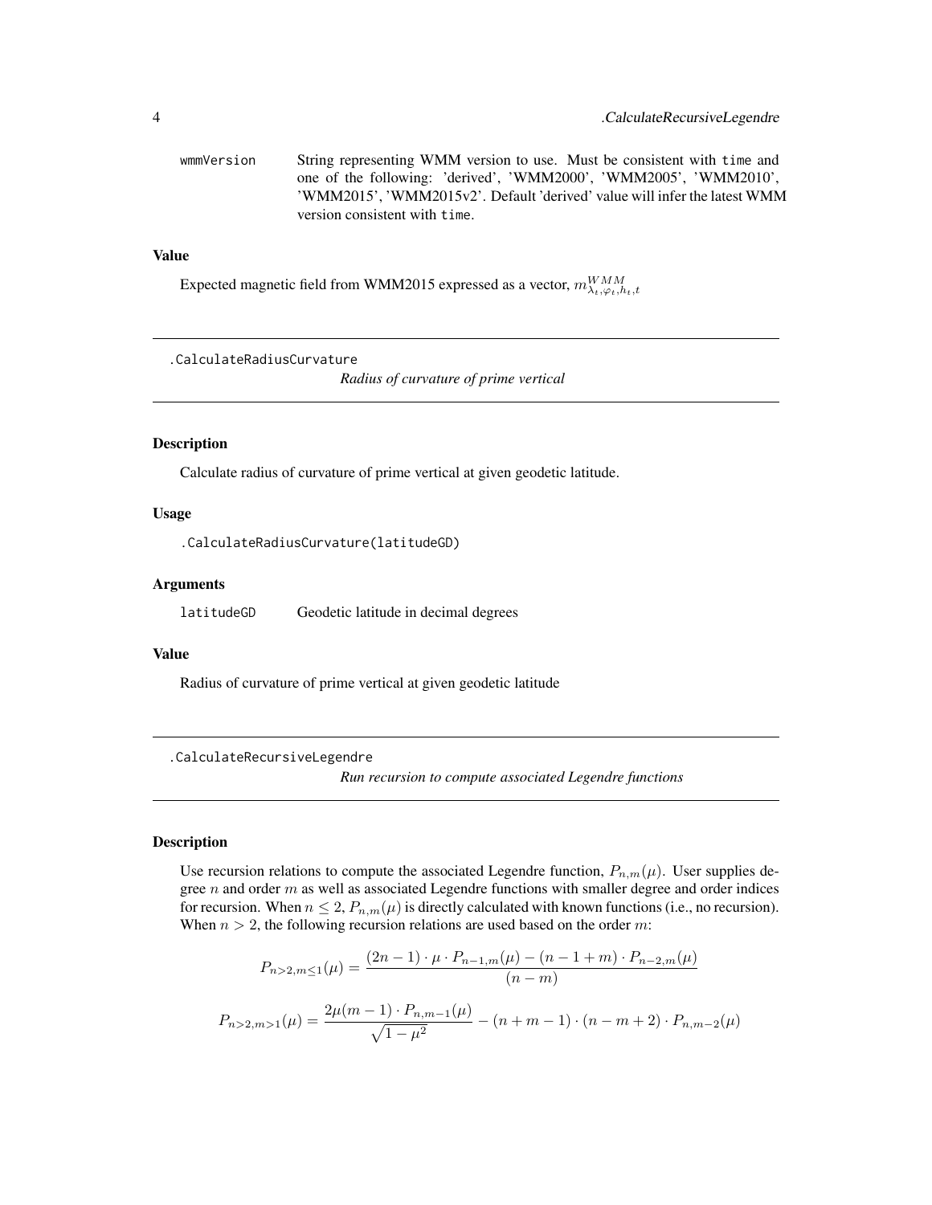| | |
|---|---|
| wmmVersion | String representing WMM version to use. Must be consistent with time and one of the following: 'derived', 'WMM2000', 'WMM2005', 'WMM2010', 'WMM2015', 'WMM2015v2'. Default 'derived' value will infer the latest WMM version consistent with time. |

### Value

Expected magnetic field from WMM2015 expressed as a vector, $m^{WMM}_{\lambda_t,\varphi_t,h_t,t}$

---

## .CalculateRadiusCurvature

*Radius of curvature of prime vertical*

### Description

Calculate radius of curvature of prime vertical at given geodetic latitude.

### Usage

```
.CalculateRadiusCurvature(latitudeGD)
```

### Arguments

| | |
|---|---|
| latitudeGD | Geodetic latitude in decimal degrees |

### Value

Radius of curvature of prime vertical at given geodetic latitude

---

## .CalculateRecursiveLegendre

*Run recursion to compute associated Legendre functions*

### Description

Use recursion relations to compute the associated Legendre function, $P_{n,m}(\mu)$. User supplies degree $n$ and order $m$ as well as associated Legendre functions with smaller degree and order indices for recursion. When $n \leq 2$, $P_{n,m}(\mu)$ is directly calculated with known functions (i.e., no recursion). When $n > 2$, the following recursion relations are used based on the order $m$:

$$P_{n>2,m\leq 1}(\mu) = \frac{(2n-1)\cdot\mu\cdot P_{n-1,m}(\mu) - (n-1+m)\cdot P_{n-2,m}(\mu)}{(n-m)}$$

$$P_{n>2,m>1}(\mu) = \frac{2\mu(m-1)\cdot P_{n,m-1}(\mu)}{\sqrt{1-\mu^2}} - (n+m-1)\cdot(n-m+2)\cdot P_{n,m-2}(\mu)$$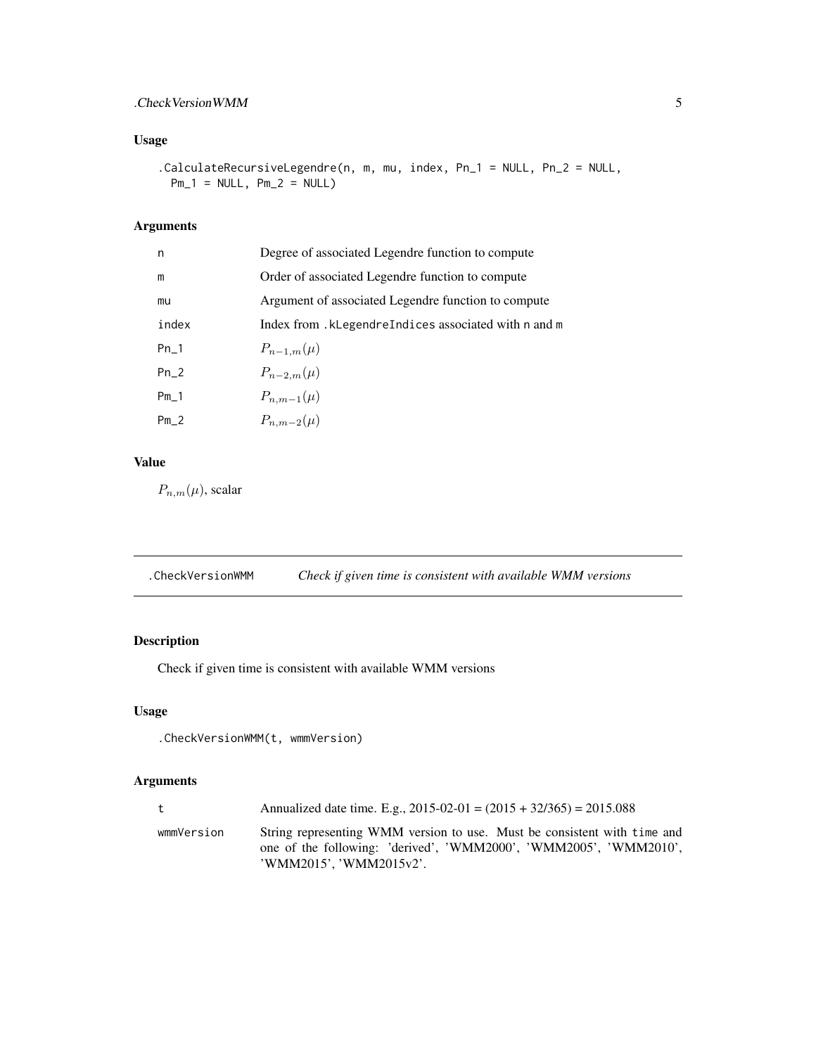## Usage

```
.CalculateRecursiveLegendre(n, m, mu, index, Pn_1 = NULL, Pn_2 = NULL,
  Pm_1 = NULL, Pm_2 = NULL)
```

## Arguments

| | |
|---|---|
| n | Degree of associated Legendre function to compute |
| m | Order of associated Legendre function to compute |
| mu | Argument of associated Legendre function to compute |
| index | Index from `.kLegendreIndices` associated with `n` and `m` |
| Pn_1 | $P_{n-1,m}(\mu)$ |
| Pn_2 | $P_{n-2,m}(\mu)$ |
| Pm_1 | $P_{n,m-1}(\mu)$ |
| Pm_2 | $P_{n,m-2}(\mu)$ |

## Value

$P_{n,m}(\mu)$, scalar

---

# .CheckVersionWMM — *Check if given time is consistent with available WMM versions*

## Description

Check if given time is consistent with available WMM versions

## Usage

```
.CheckVersionWMM(t, wmmVersion)
```

## Arguments

| | |
|---|---|
| t | Annualized date time. E.g., 2015-02-01 = (2015 + 32/365) = 2015.088 |
| wmmVersion | String representing WMM version to use. Must be consistent with `time` and one of the following: 'derived', 'WMM2000', 'WMM2005', 'WMM2010', 'WMM2015', 'WMM2015v2'. |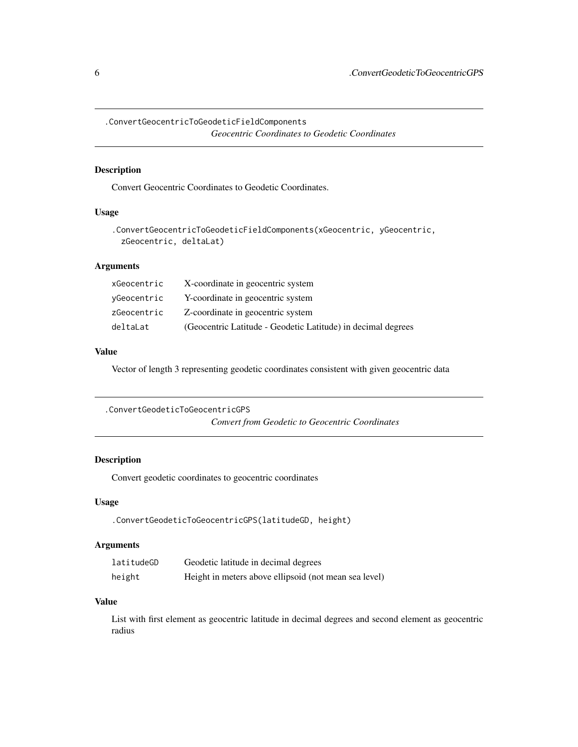## .ConvertGeocentricToGeodeticFieldComponents

*Geocentric Coordinates to Geodetic Coordinates*

### Description

Convert Geocentric Coordinates to Geodetic Coordinates.

### Usage

```
.ConvertGeocentricToGeodeticFieldComponents(xGeocentric, yGeocentric,
  zGeocentric, deltaLat)
```

### Arguments

| | |
|---|---|
| `xGeocentric` | X-coordinate in geocentric system |
| `yGeocentric` | Y-coordinate in geocentric system |
| `zGeocentric` | Z-coordinate in geocentric system |
| `deltaLat` | (Geocentric Latitude - Geodetic Latitude) in decimal degrees |

### Value

Vector of length 3 representing geodetic coordinates consistent with given geocentric data

## .ConvertGeodeticToGeocentricGPS

*Convert from Geodetic to Geocentric Coordinates*

### Description

Convert geodetic coordinates to geocentric coordinates

### Usage

```
.ConvertGeodeticToGeocentricGPS(latitudeGD, height)
```

### Arguments

| | |
|---|---|
| `latitudeGD` | Geodetic latitude in decimal degrees |
| `height` | Height in meters above ellipsoid (not mean sea level) |

### Value

List with first element as geocentric latitude in decimal degrees and second element as geocentric radius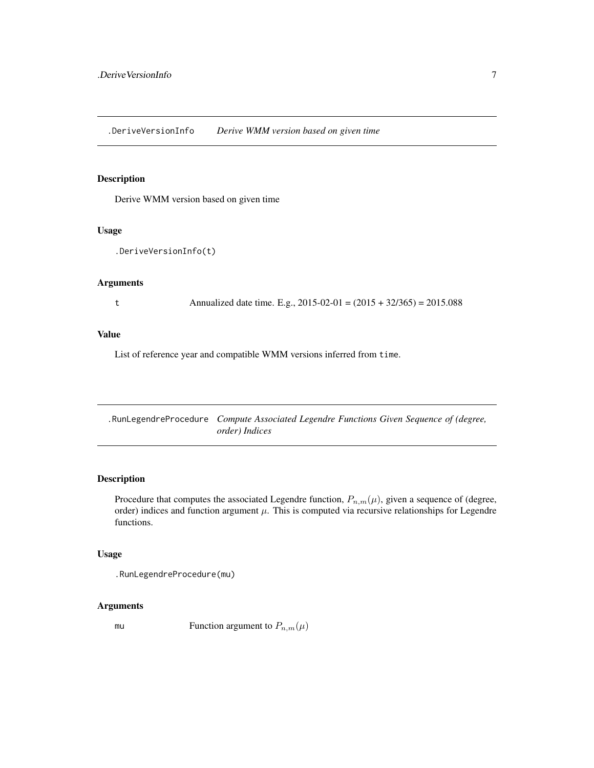## .DeriveVersionInfo — *Derive WMM version based on given time*

### Description

Derive WMM version based on given time

### Usage

```
.DeriveVersionInfo(t)
```

### Arguments

| | |
|---|---|
| `t` | Annualized date time. E.g., 2015-02-01 = (2015 + 32/365) = 2015.088 |

### Value

List of reference year and compatible WMM versions inferred from `time`.

## .RunLegendreProcedure — *Compute Associated Legendre Functions Given Sequence of (degree, order) Indices*

### Description

Procedure that computes the associated Legendre function, $P_{n,m}(\mu)$, given a sequence of (degree, order) indices and function argument $\mu$. This is computed via recursive relationships for Legendre functions.

### Usage

```
.RunLegendreProcedure(mu)
```

### Arguments

| | |
|---|---|
| `mu` | Function argument to $P_{n,m}(\mu)$ |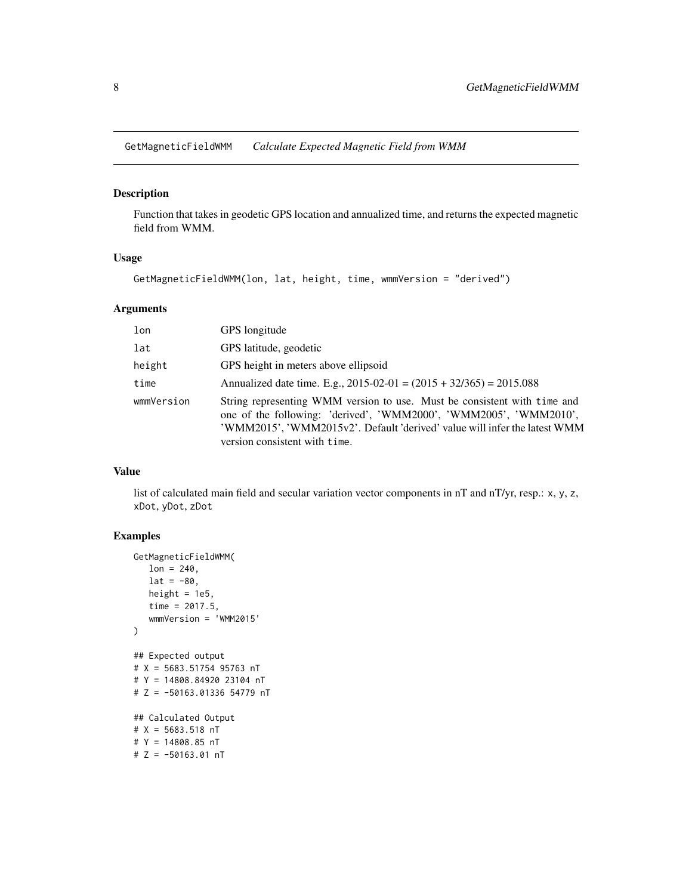GetMagneticFieldWMM    *Calculate Expected Magnetic Field from WMM*

### Description

Function that takes in geodetic GPS location and annualized time, and returns the expected magnetic field from WMM.

### Usage

```
GetMagneticFieldWMM(lon, lat, height, time, wmmVersion = "derived")
```

### Arguments

| | |
|---|---|
| `lon` | GPS longitude |
| `lat` | GPS latitude, geodetic |
| `height` | GPS height in meters above ellipsoid |
| `time` | Annualized date time. E.g., 2015-02-01 = (2015 + 32/365) = 2015.088 |
| `wmmVersion` | String representing WMM version to use. Must be consistent with `time` and one of the following: 'derived', 'WMM2000', 'WMM2005', 'WMM2010', 'WMM2015', 'WMM2015v2'. Default 'derived' value will infer the latest WMM version consistent with `time`. |

### Value

list of calculated main field and secular variation vector components in nT and nT/yr, resp.: `x`, `y`, `z`, `xDot`, `yDot`, `zDot`

### Examples

```
GetMagneticFieldWMM(
   lon = 240,
   lat = -80,
   height = 1e5,
   time = 2017.5,
   wmmVersion = 'WMM2015'
)

## Expected output
# X = 5683.51754 95763 nT
# Y = 14808.84920 23104 nT
# Z = -50163.01336 54779 nT

## Calculated Output
# X = 5683.518 nT
# Y = 14808.85 nT
# Z = -50163.01 nT
```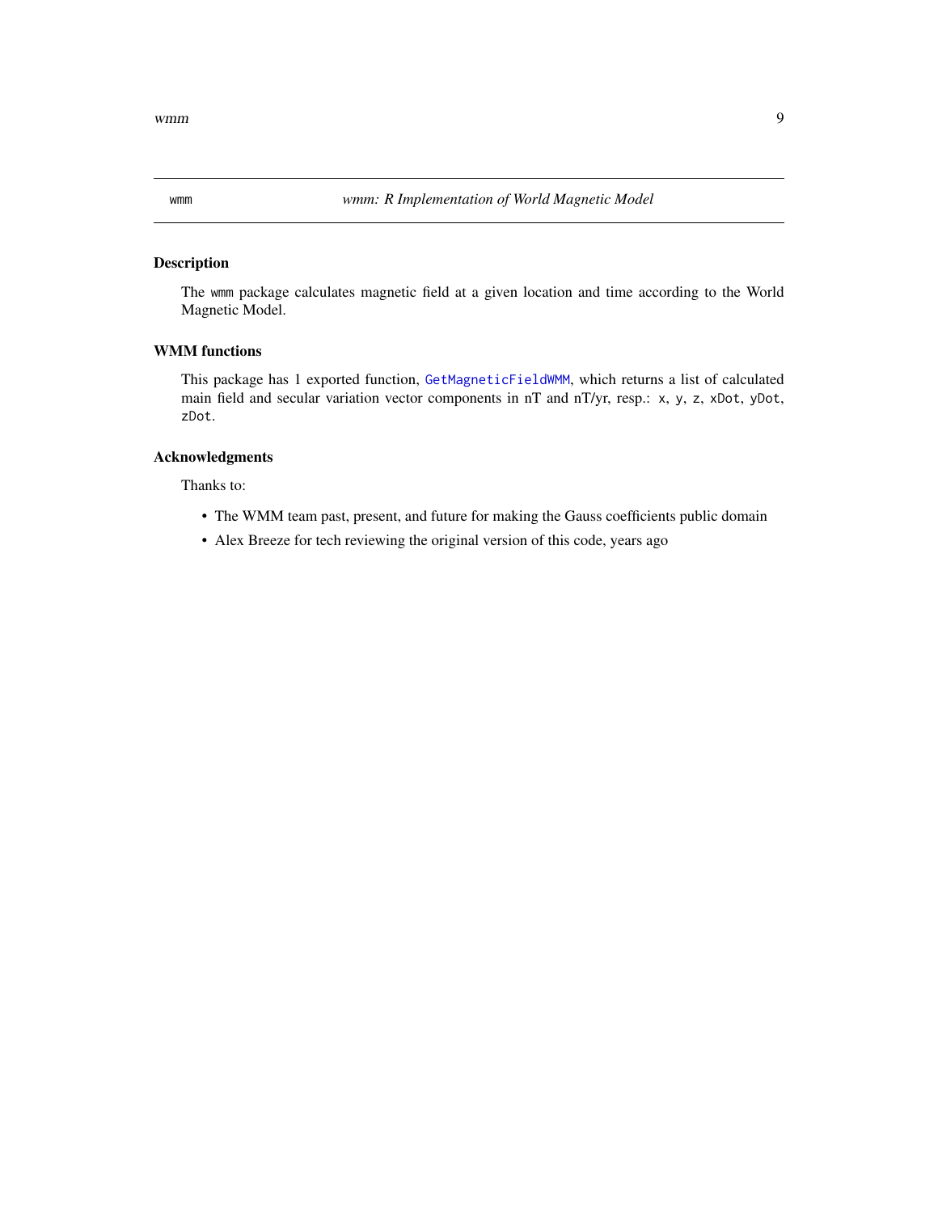wmm *wmm: R Implementation of World Magnetic Model*

## Description

The wmm package calculates magnetic field at a given location and time according to the World Magnetic Model.

## WMM functions

This package has 1 exported function, `GetMagneticFieldWMM`, which returns a list of calculated main field and secular variation vector components in nT and nT/yr, resp.: `x`, `y`, `z`, `xDot`, `yDot`, `zDot`.

## Acknowledgments

Thanks to:

- The WMM team past, present, and future for making the Gauss coefficients public domain
- Alex Breeze for tech reviewing the original version of this code, years ago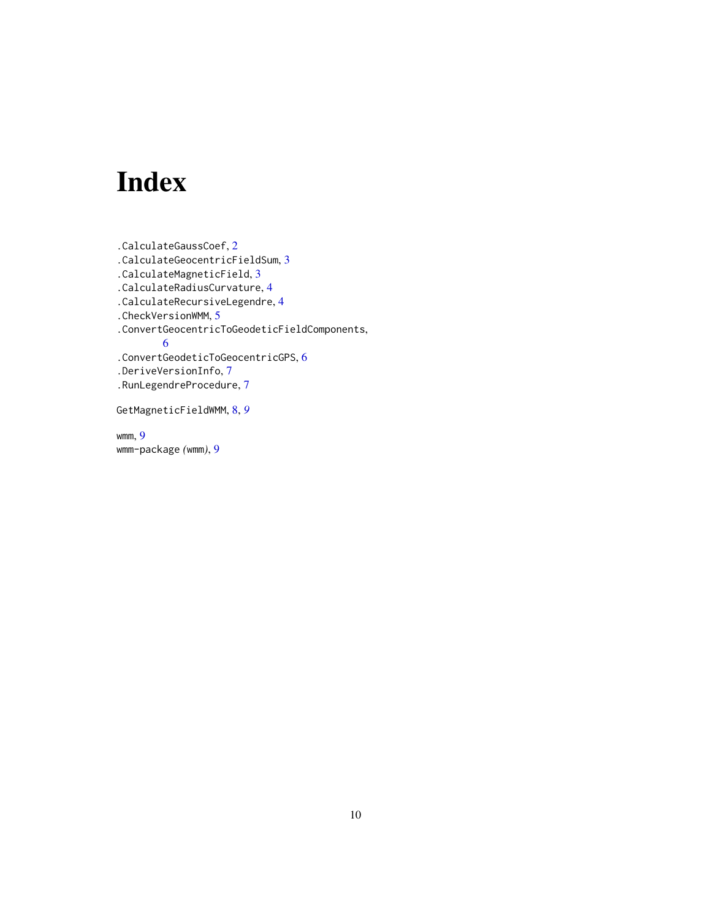# Index

.CalculateGaussCoef, 2
.CalculateGeocentricFieldSum, 3
.CalculateMagneticField, 3
.CalculateRadiusCurvature, 4
.CalculateRecursiveLegendre, 4
.CheckVersionWMM, 5
.ConvertGeocentricToGeodeticFieldComponents, 6
.ConvertGeodeticToGeocentricGPS, 6
.DeriveVersionInfo, 7
.RunLegendreProcedure, 7

GetMagneticFieldWMM, 8, *9*

wmm, 9
wmm-package *(*wmm*)*, 9